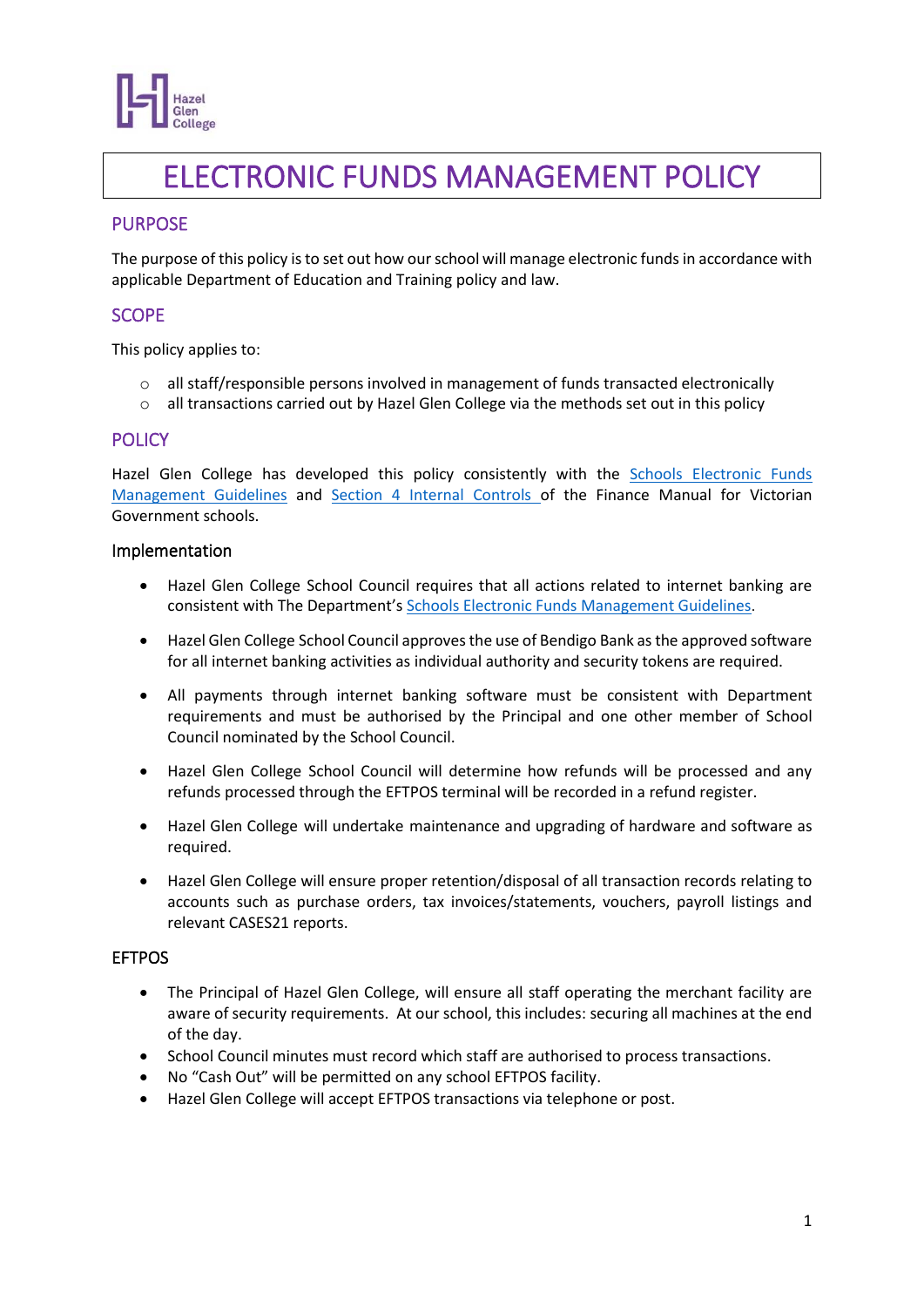Hazel Glen College

# ELECTRONIC FUNDS MANAGEMENT POLICY

## PURPOSE

The purpose of this policy is to set out how our school will manage electronic funds in accordance with applicable Department of Education and Training policy and law.

## SCOPE

This policy applies to:

- all staff/responsible persons involved in management of funds transacted electronically
- all transactions carried out by Hazel Glen College via the methods set out in this policy

## POLICY

Hazel Glen College has developed this policy consistently with the Schools Electronic Funds Management Guidelines and Section 4 Internal Controls of the Finance Manual for Victorian Government schools.

### Implementation

- Hazel Glen College School Council requires that all actions related to internet banking are consistent with The Department's Schools Electronic Funds Management Guidelines.
- Hazel Glen College School Council approves the use of Bendigo Bank as the approved software for all internet banking activities as individual authority and security tokens are required.
- All payments through internet banking software must be consistent with Department requirements and must be authorised by the Principal and one other member of School Council nominated by the School Council.
- Hazel Glen College School Council will determine how refunds will be processed and any refunds processed through the EFTPOS terminal will be recorded in a refund register.
- Hazel Glen College will undertake maintenance and upgrading of hardware and software as required.
- Hazel Glen College will ensure proper retention/disposal of all transaction records relating to accounts such as purchase orders, tax invoices/statements, vouchers, payroll listings and relevant CASES21 reports.

### EFTPOS

- The Principal of Hazel Glen College, will ensure all staff operating the merchant facility are aware of security requirements. At our school, this includes: securing all machines at the end of the day.
- School Council minutes must record which staff are authorised to process transactions.
- No "Cash Out" will be permitted on any school EFTPOS facility.
- Hazel Glen College will accept EFTPOS transactions via telephone or post.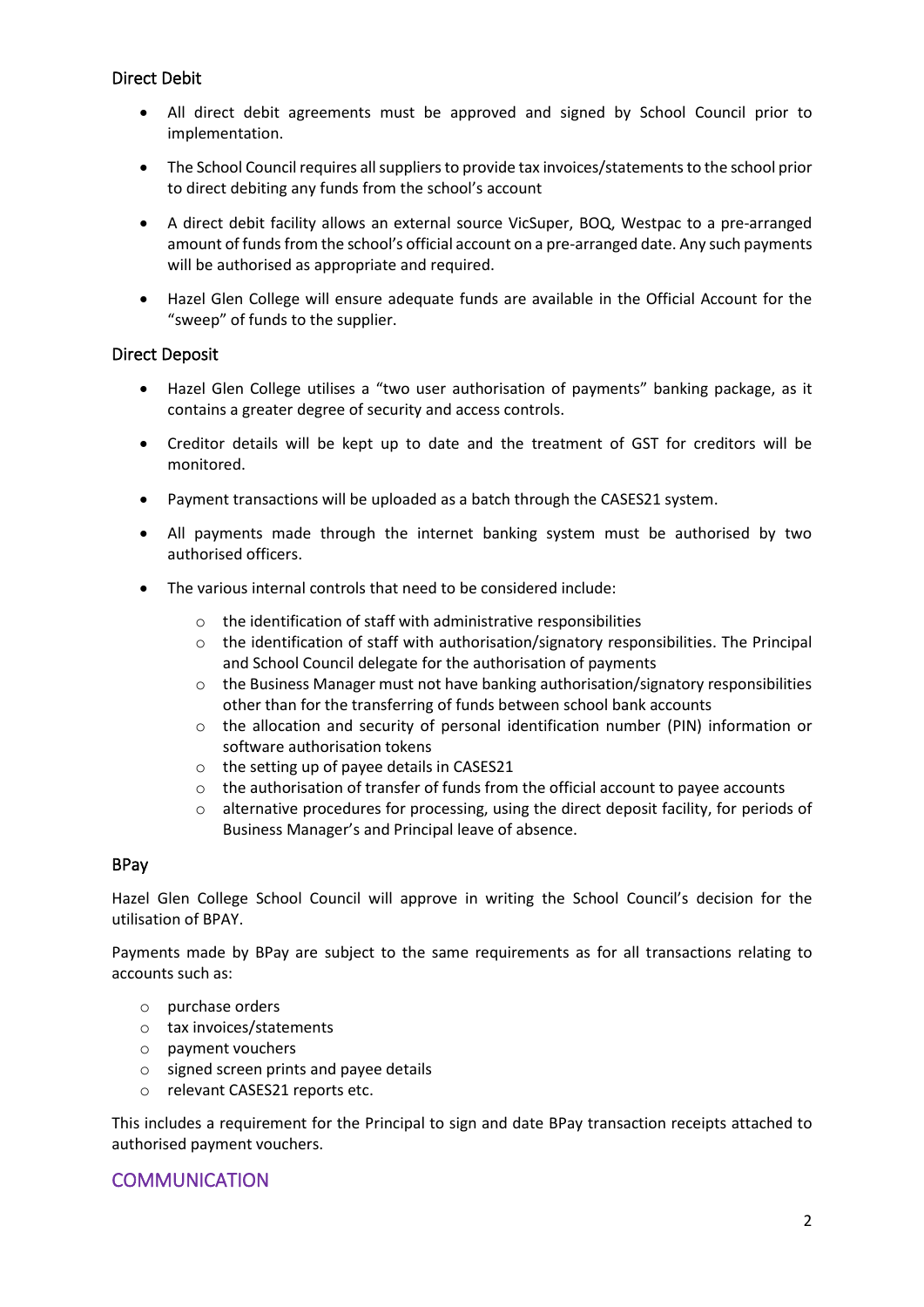### Direct Debit

- All direct debit agreements must be approved and signed by School Council prior to implementation.
- The School Council requires all suppliers to provide tax invoices/statements to the school prior to direct debiting any funds from the school's account
- A direct debit facility allows an external source VicSuper, BOQ, Westpac to a pre-arranged amount of funds from the school's official account on a pre-arranged date. Any such payments will be authorised as appropriate and required.
- Hazel Glen College will ensure adequate funds are available in the Official Account for the "sweep" of funds to the supplier.

### Direct Deposit

- Hazel Glen College utilises a "two user authorisation of payments" banking package, as it contains a greater degree of security and access controls.
- Creditor details will be kept up to date and the treatment of GST for creditors will be monitored.
- Payment transactions will be uploaded as a batch through the CASES21 system.
- All payments made through the internet banking system must be authorised by two authorised officers.
- The various internal controls that need to be considered include:
    - the identification of staff with administrative responsibilities
    - the identification of staff with authorisation/signatory responsibilities. The Principal and School Council delegate for the authorisation of payments
    - the Business Manager must not have banking authorisation/signatory responsibilities other than for the transferring of funds between school bank accounts
    - the allocation and security of personal identification number (PIN) information or software authorisation tokens
    - the setting up of payee details in CASES21
    - the authorisation of transfer of funds from the official account to payee accounts
    - alternative procedures for processing, using the direct deposit facility, for periods of Business Manager's and Principal leave of absence.

### BPay

Hazel Glen College School Council will approve in writing the School Council's decision for the utilisation of BPAY.

Payments made by BPay are subject to the same requirements as for all transactions relating to accounts such as:

- purchase orders
- tax invoices/statements
- payment vouchers
- signed screen prints and payee details
- relevant CASES21 reports etc.

This includes a requirement for the Principal to sign and date BPay transaction receipts attached to authorised payment vouchers.

## COMMUNICATION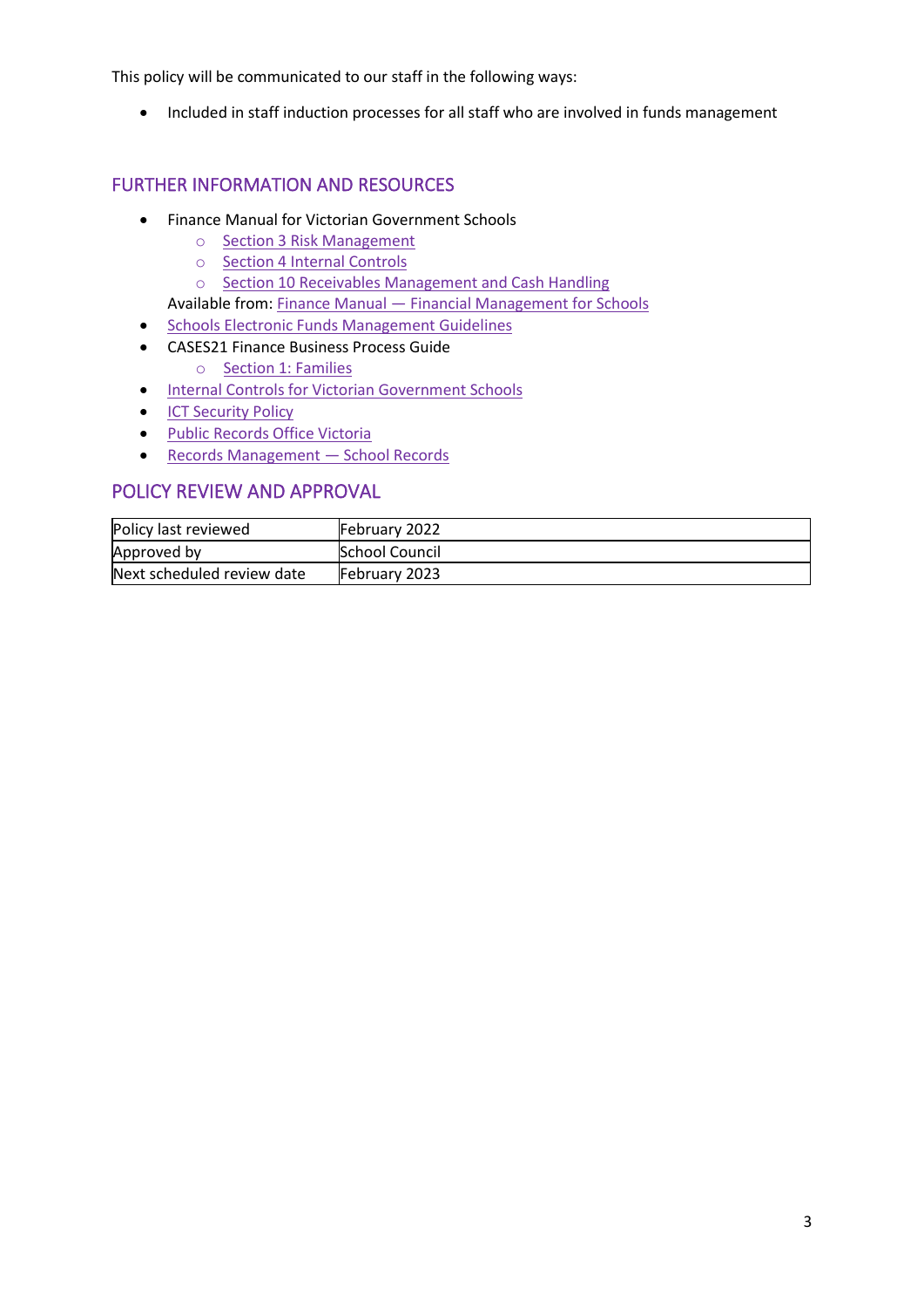This policy will be communicated to our staff in the following ways:

- Included in staff induction processes for all staff who are involved in funds management

## FURTHER INFORMATION AND RESOURCES

- Finance Manual for Victorian Government Schools
  - Section 3 Risk Management
  - Section 4 Internal Controls
  - Section 10 Receivables Management and Cash Handling

  Available from: Finance Manual — Financial Management for Schools
- Schools Electronic Funds Management Guidelines
- CASES21 Finance Business Process Guide
  - Section 1: Families
- Internal Controls for Victorian Government Schools
- ICT Security Policy
- Public Records Office Victoria
- Records Management — School Records

## POLICY REVIEW AND APPROVAL

| | |
|---|---|
| Policy last reviewed | February 2022 |
| Approved by | School Council |
| Next scheduled review date | February 2023 |